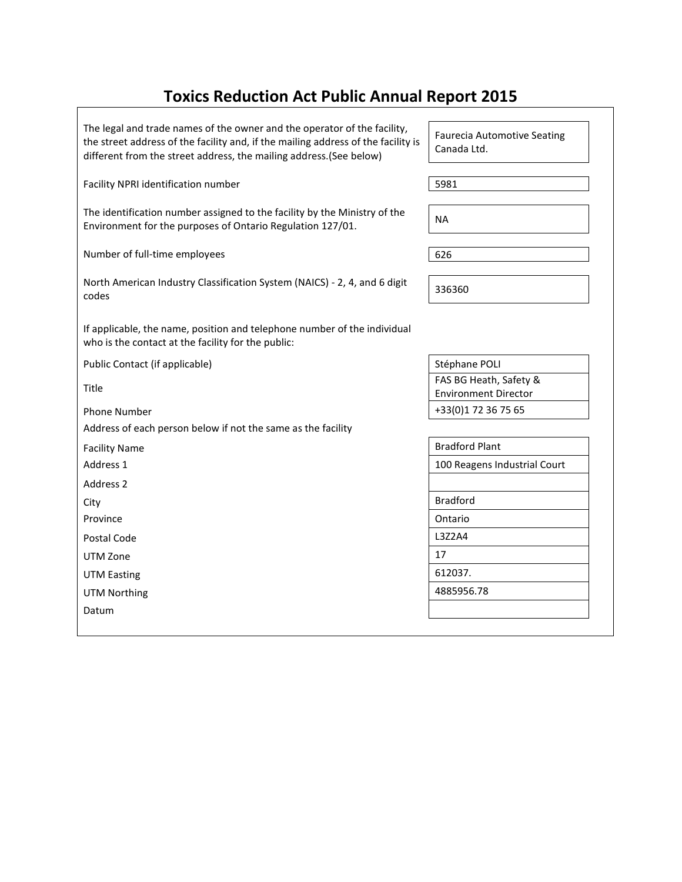# Toxics Reduction Act Public Annual Report 2015

| Field | Value |
|---|---|
| The legal and trade names of the owner and the operator of the facility, the street address of the facility and, if the mailing address of the facility is different from the street address, the mailing address.(See below) | Faurecia Automotive Seating Canada Ltd. |
| Facility NPRI identification number | 5981 |
| The identification number assigned to the facility by the Ministry of the Environment for the purposes of Ontario Regulation 127/01. | NA |
| Number of full-time employees | 626 |
| North American Industry Classification System (NAICS) - 2, 4, and 6 digit codes | 336360 |

If applicable, the name, position and telephone number of the individual who is the contact at the facility for the public:

| Field | Value |
|---|---|
| Public Contact (if applicable) | Stéphane POLI |
| Title | FAS BG Heath, Safety & Environment Director |
| Phone Number | +33(0)1 72 36 75 65 |

Address of each person below if not the same as the facility

| Field | Value |
|---|---|
| Facility Name | Bradford Plant |
| Address 1 | 100 Reagens Industrial Court |
| Address 2 | |
| City | Bradford |
| Province | Ontario |
| Postal Code | L3Z2A4 |
| UTM Zone | 17 |
| UTM Easting | 612037. |
| UTM Northing | 4885956.78 |
| Datum | |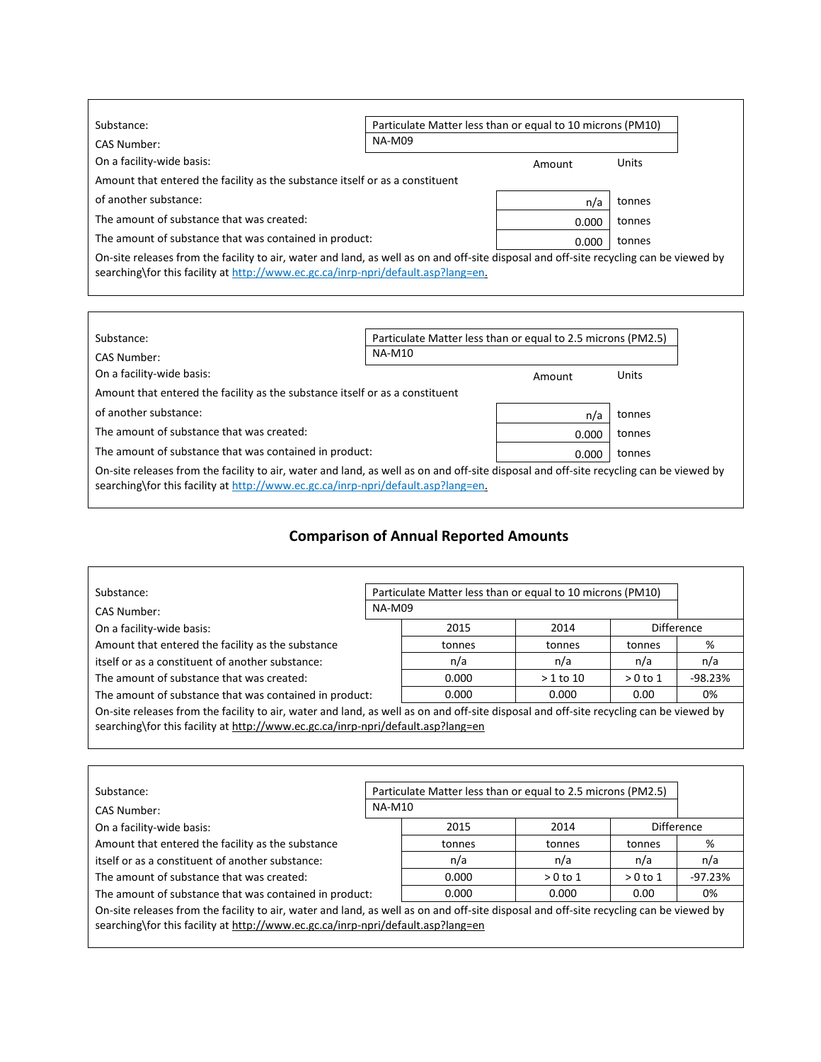| | | |
|---|---|---|
| Substance: | Particulate Matter less than or equal to 10 microns (PM10) | |
| CAS Number: | NA-M09 | |
| On a facility-wide basis: | Amount | Units |
| Amount that entered the facility as the substance itself or as a constituent of another substance: | n/a | tonnes |
| The amount of substance that was created: | 0.000 | tonnes |
| The amount of substance that was contained in product: | 0.000 | tonnes |

On-site releases from the facility to air, water and land, as well as on and off-site disposal and off-site recycling can be viewed by searching\for this facility at http://www.ec.gc.ca/inrp-npri/default.asp?lang=en.

| | | |
|---|---|---|
| Substance: | Particulate Matter less than or equal to 2.5 microns (PM2.5) | |
| CAS Number: | NA-M10 | |
| On a facility-wide basis: | Amount | Units |
| Amount that entered the facility as the substance itself or as a constituent of another substance: | n/a | tonnes |
| The amount of substance that was created: | 0.000 | tonnes |
| The amount of substance that was contained in product: | 0.000 | tonnes |

On-site releases from the facility to air, water and land, as well as on and off-site disposal and off-site recycling can be viewed by searching\for this facility at http://www.ec.gc.ca/inrp-npri/default.asp?lang=en.

## Comparison of Annual Reported Amounts

| | | | | |
|---|---|---|---|---|
| Substance: | Particulate Matter less than or equal to 10 microns (PM10) | | | |
| CAS Number: | NA-M09 | | | |
| On a facility-wide basis: | 2015 | 2014 | Difference | |
| Amount that entered the facility as the substance | tonnes | tonnes | tonnes | % |
| itself or as a constituent of another substance: | n/a | n/a | n/a | n/a |
| The amount of substance that was created: | 0.000 | > 1 to 10 | > 0 to 1 | -98.23% |
| The amount of substance that was contained in product: | 0.000 | 0.000 | 0.00 | 0% |

On-site releases from the facility to air, water and land, as well as on and off-site disposal and off-site recycling can be viewed by searching\for this facility at http://www.ec.gc.ca/inrp-npri/default.asp?lang=en

| | | | | |
|---|---|---|---|---|
| Substance: | Particulate Matter less than or equal to 2.5 microns (PM2.5) | | | |
| CAS Number: | NA-M10 | | | |
| On a facility-wide basis: | 2015 | 2014 | Difference | |
| Amount that entered the facility as the substance | tonnes | tonnes | tonnes | % |
| itself or as a constituent of another substance: | n/a | n/a | n/a | n/a |
| The amount of substance that was created: | 0.000 | > 0 to 1 | > 0 to 1 | -97.23% |
| The amount of substance that was contained in product: | 0.000 | 0.000 | 0.00 | 0% |

On-site releases from the facility to air, water and land, as well as on and off-site disposal and off-site recycling can be viewed by searching\for this facility at http://www.ec.gc.ca/inrp-npri/default.asp?lang=en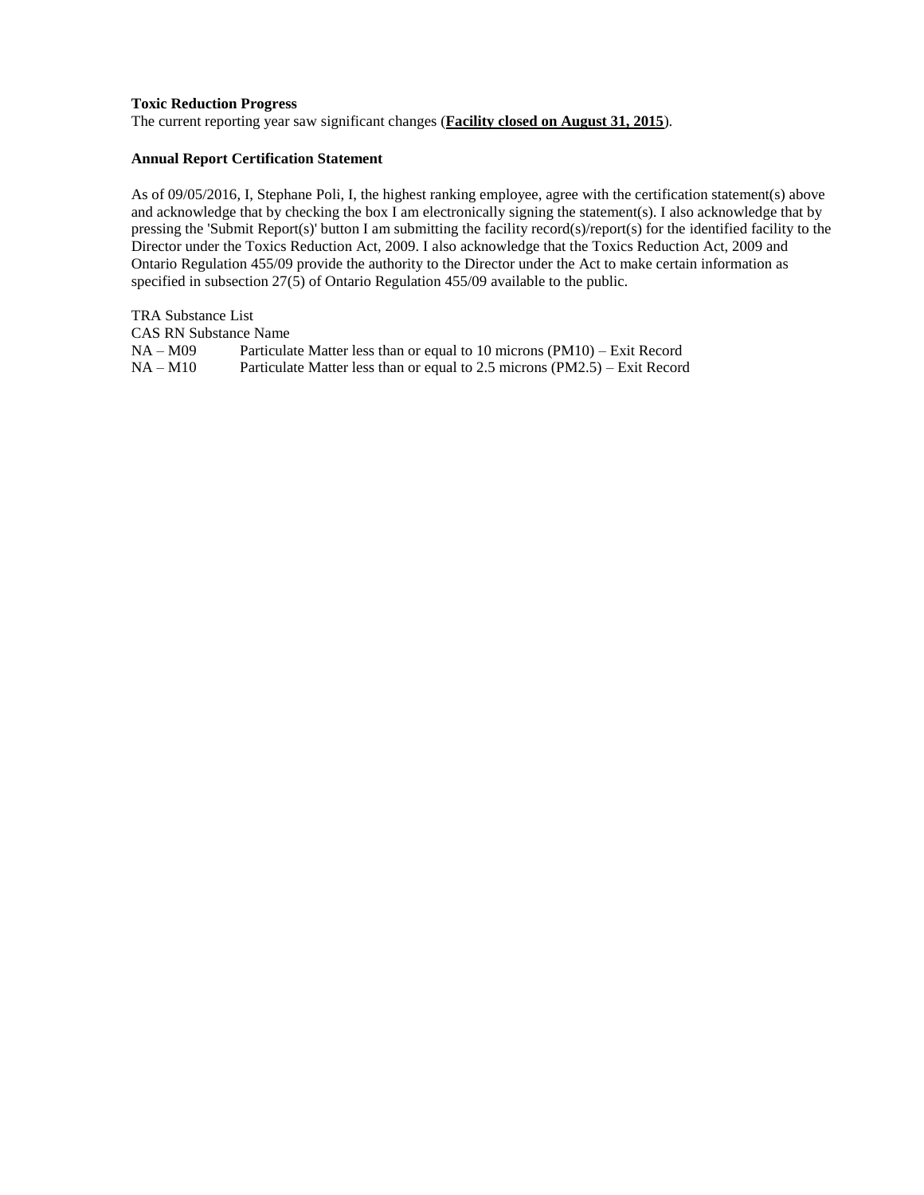**Toxic Reduction Progress**

The current reporting year saw significant changes (**Facility closed on August 31, 2015**).

**Annual Report Certification Statement**

As of 09/05/2016, I, Stephane Poli, I, the highest ranking employee, agree with the certification statement(s) above and acknowledge that by checking the box I am electronically signing the statement(s). I also acknowledge that by pressing the 'Submit Report(s)' button I am submitting the facility record(s)/report(s) for the identified facility to the Director under the Toxics Reduction Act, 2009. I also acknowledge that the Toxics Reduction Act, 2009 and Ontario Regulation 455/09 provide the authority to the Director under the Act to make certain information as specified in subsection 27(5) of Ontario Regulation 455/09 available to the public.

TRA Substance List

| CAS RN | Substance Name |
|---|---|
| NA – M09 | Particulate Matter less than or equal to 10 microns (PM10) – Exit Record |
| NA – M10 | Particulate Matter less than or equal to 2.5 microns (PM2.5) – Exit Record |